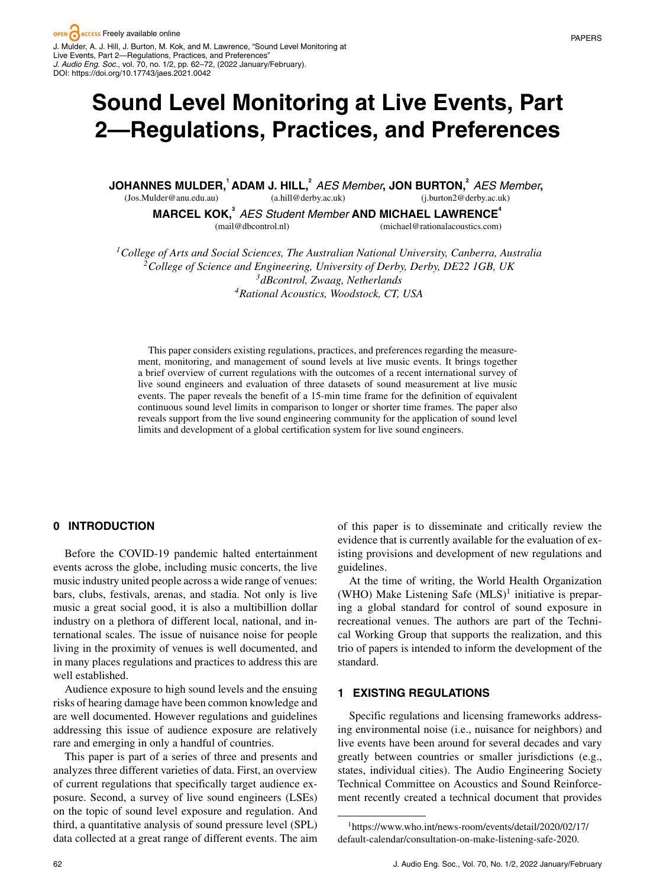J. Mulder, A. J. Hill, J. Burton, M. Kok, and M. Lawrence, "Sound Level Monitoring at Live Events, Part 2—Regulations, Practices, and Preferences"
*J. Audio Eng. Soc.*, vol. 70, no. 1/2, pp. 62–72, (2022 January/February).
DOI: https://doi.org/10.17743/jaes.2021.0042

# Sound Level Monitoring at Live Events, Part 2—Regulations, Practices, and Preferences

**JOHANNES MULDER,**[1] **ADAM J. HILL,**[2] *AES Member*, **JON BURTON,**[2] *AES Member*,
(Jos.Mulder@anu.edu.au) (a.hill@derby.ac.uk) (j.burton2@derby.ac.uk)

**MARCEL KOK,**[3] *AES Student Member* **AND MICHAEL LAWRENCE**[4]
(mail@dbcontrol.nl) (michael@rationalacoustics.com)

[1]*College of Arts and Social Sciences, The Australian National University, Canberra, Australia*
[2]*College of Science and Engineering, University of Derby, Derby, DE22 1GB, UK*
[3]*dBcontrol, Zwaag, Netherlands*
[4]*Rational Acoustics, Woodstock, CT, USA*

This paper considers existing regulations, practices, and preferences regarding the measurement, monitoring, and management of sound levels at live music events. It brings together a brief overview of current regulations with the outcomes of a recent international survey of live sound engineers and evaluation of three datasets of sound measurement at live music events. The paper reveals the benefit of a 15-min time frame for the definition of equivalent continuous sound level limits in comparison to longer or shorter time frames. The paper also reveals support from the live sound engineering community for the application of sound level limits and development of a global certification system for live sound engineers.

## 0 INTRODUCTION

Before the COVID-19 pandemic halted entertainment events across the globe, including music concerts, the live music industry united people across a wide range of venues: bars, clubs, festivals, arenas, and stadia. Not only is live music a great social good, it is also a multibillion dollar industry on a plethora of different local, national, and international scales. The issue of nuisance noise for people living in the proximity of venues is well documented, and in many places regulations and practices to address this are well established.

Audience exposure to high sound levels and the ensuing risks of hearing damage have been common knowledge and are well documented. However regulations and guidelines addressing this issue of audience exposure are relatively rare and emerging in only a handful of countries.

This paper is part of a series of three and presents and analyzes three different varieties of data. First, an overview of current regulations that specifically target audience exposure. Second, a survey of live sound engineers (LSEs) on the topic of sound level exposure and regulation. And third, a quantitative analysis of sound pressure level (SPL) data collected at a great range of different events. The aim of this paper is to disseminate and critically review the evidence that is currently available for the evaluation of existing provisions and development of new regulations and guidelines.

At the time of writing, the World Health Organization (WHO) Make Listening Safe (MLS)[1] initiative is preparing a global standard for control of sound exposure in recreational venues. The authors are part of the Technical Working Group that supports the realization, and this trio of papers is intended to inform the development of the standard.

## 1 EXISTING REGULATIONS

Specific regulations and licensing frameworks addressing environmental noise (i.e., nuisance for neighbors) and live events have been around for several decades and vary greatly between countries or smaller jurisdictions (e.g., states, individual cities). The Audio Engineering Society Technical Committee on Acoustics and Sound Reinforcement recently created a technical document that provides

[1]https://www.who.int/news-room/events/detail/2020/02/17/default-calendar/consultation-on-make-listening-safe-2020.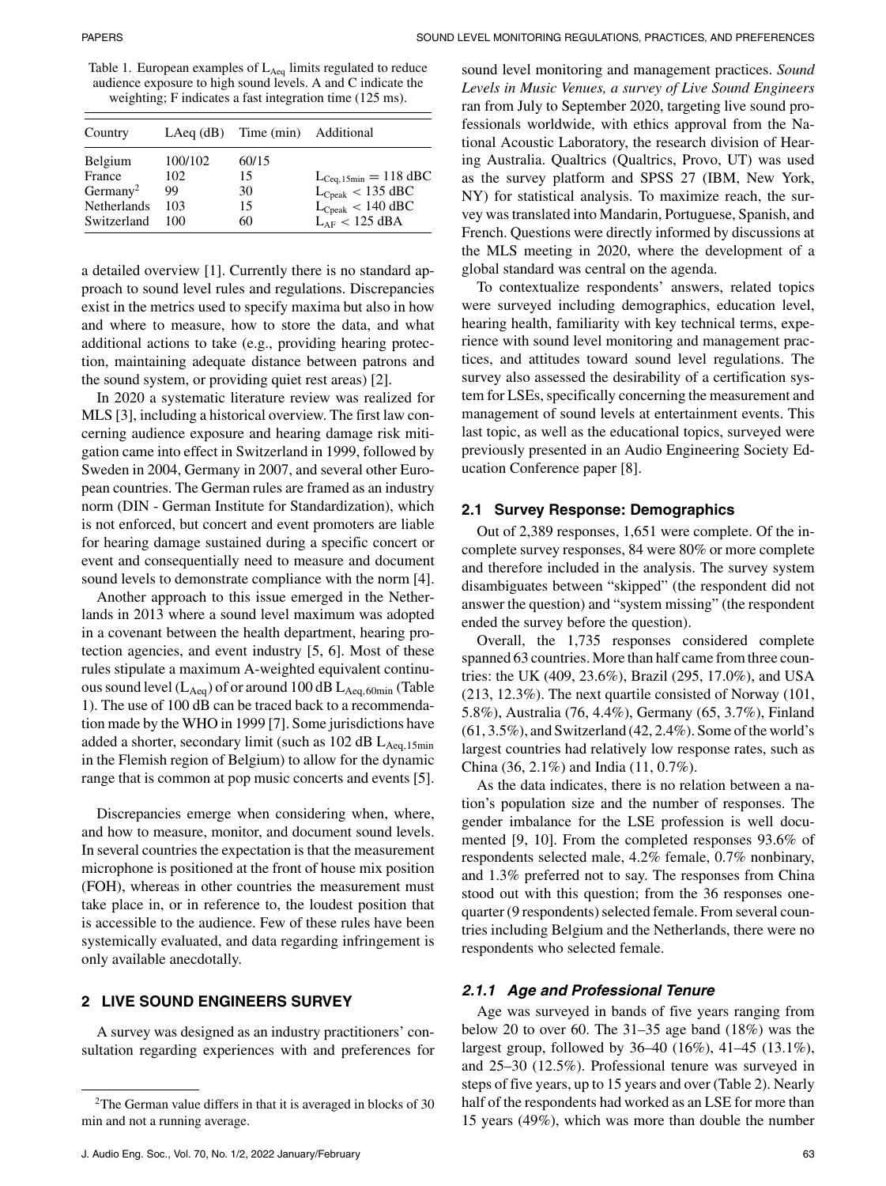Table 1. European examples of $L_{Aeq}$ limits regulated to reduce audience exposure to high sound levels. A and C indicate the weighting; F indicates a fast integration time (125 ms).

| Country | LAeq (dB) | Time (min) | Additional |
|---|---|---|---|
| Belgium | 100/102 | 60/15 | |
| France | 102 | 15 | $L_{Ceq,15min} = 118$ dBC |
| Germany[2] | 99 | 30 | $L_{Cpeak} < 135$ dBC |
| Netherlands | 103 | 15 | $L_{Cpeak} < 140$ dBC |
| Switzerland | 100 | 60 | $L_{AF} < 125$ dBA |

a detailed overview [1]. Currently there is no standard approach to sound level rules and regulations. Discrepancies exist in the metrics used to specify maxima but also in how and where to measure, how to store the data, and what additional actions to take (e.g., providing hearing protection, maintaining adequate distance between patrons and the sound system, or providing quiet rest areas) [2].

In 2020 a systematic literature review was realized for MLS [3], including a historical overview. The first law concerning audience exposure and hearing damage risk mitigation came into effect in Switzerland in 1999, followed by Sweden in 2004, Germany in 2007, and several other European countries. The German rules are framed as an industry norm (DIN - German Institute for Standardization), which is not enforced, but concert and event promoters are liable for hearing damage sustained during a specific concert or event and consequentially need to measure and document sound levels to demonstrate compliance with the norm [4].

Another approach to this issue emerged in the Netherlands in 2013 where a sound level maximum was adopted in a covenant between the health department, hearing protection agencies, and event industry [5, 6]. Most of these rules stipulate a maximum A-weighted equivalent continuous sound level ($L_{Aeq}$) of or around 100 dB $L_{Aeq,60min}$ (Table 1). The use of 100 dB can be traced back to a recommendation made by the WHO in 1999 [7]. Some jurisdictions have added a shorter, secondary limit (such as 102 dB $L_{Aeq,15min}$ in the Flemish region of Belgium) to allow for the dynamic range that is common at pop music concerts and events [5].

Discrepancies emerge when considering when, where, and how to measure, monitor, and document sound levels. In several countries the expectation is that the measurement microphone is positioned at the front of house mix position (FOH), whereas in other countries the measurement must take place in, or in reference to, the loudest position that is accessible to the audience. Few of these rules have been systemically evaluated, and data regarding infringement is only available anecdotally.

## 2 LIVE SOUND ENGINEERS SURVEY

A survey was designed as an industry practitioners' consultation regarding experiences with and preferences for sound level monitoring and management practices. *Sound Levels in Music Venues, a survey of Live Sound Engineers* ran from July to September 2020, targeting live sound professionals worldwide, with ethics approval from the National Acoustic Laboratory, the research division of Hearing Australia. Qualtrics (Qualtrics, Provo, UT) was used as the survey platform and SPSS 27 (IBM, New York, NY) for statistical analysis. To maximize reach, the survey was translated into Mandarin, Portuguese, Spanish, and French. Questions were directly informed by discussions at the MLS meeting in 2020, where the development of a global standard was central on the agenda.

To contextualize respondents' answers, related topics were surveyed including demographics, education level, hearing health, familiarity with key technical terms, experience with sound level monitoring and management practices, and attitudes toward sound level regulations. The survey also assessed the desirability of a certification system for LSEs, specifically concerning the measurement and management of sound levels at entertainment events. This last topic, as well as the educational topics, surveyed were previously presented in an Audio Engineering Society Education Conference paper [8].

### 2.1 Survey Response: Demographics

Out of 2,389 responses, 1,651 were complete. Of the incomplete survey responses, 84 were 80% or more complete and therefore included in the analysis. The survey system disambiguates between "skipped" (the respondent did not answer the question) and "system missing" (the respondent ended the survey before the question).

Overall, the 1,735 responses considered complete spanned 63 countries. More than half came from three countries: the UK (409, 23.6%), Brazil (295, 17.0%), and USA (213, 12.3%). The next quartile consisted of Norway (101, 5.8%), Australia (76, 4.4%), Germany (65, 3.7%), Finland (61, 3.5%), and Switzerland (42, 2.4%). Some of the world's largest countries had relatively low response rates, such as China (36, 2.1%) and India (11, 0.7%).

As the data indicates, there is no relation between a nation's population size and the number of responses. The gender imbalance for the LSE profession is well documented [9, 10]. From the completed responses 93.6% of respondents selected male, 4.2% female, 0.7% nonbinary, and 1.3% preferred not to say. The responses from China stood out with this question; from the 36 responses one-quarter (9 respondents) selected female. From several countries including Belgium and the Netherlands, there were no respondents who selected female.

#### 2.1.1 Age and Professional Tenure

Age was surveyed in bands of five years ranging from below 20 to over 60. The 31–35 age band (18%) was the largest group, followed by 36–40 (16%), 41–45 (13.1%), and 25–30 (12.5%). Professional tenure was surveyed in steps of five years, up to 15 years and over (Table 2). Nearly half of the respondents had worked as an LSE for more than 15 years (49%), which was more than double the number

[2] The German value differs in that it is averaged in blocks of 30 min and not a running average.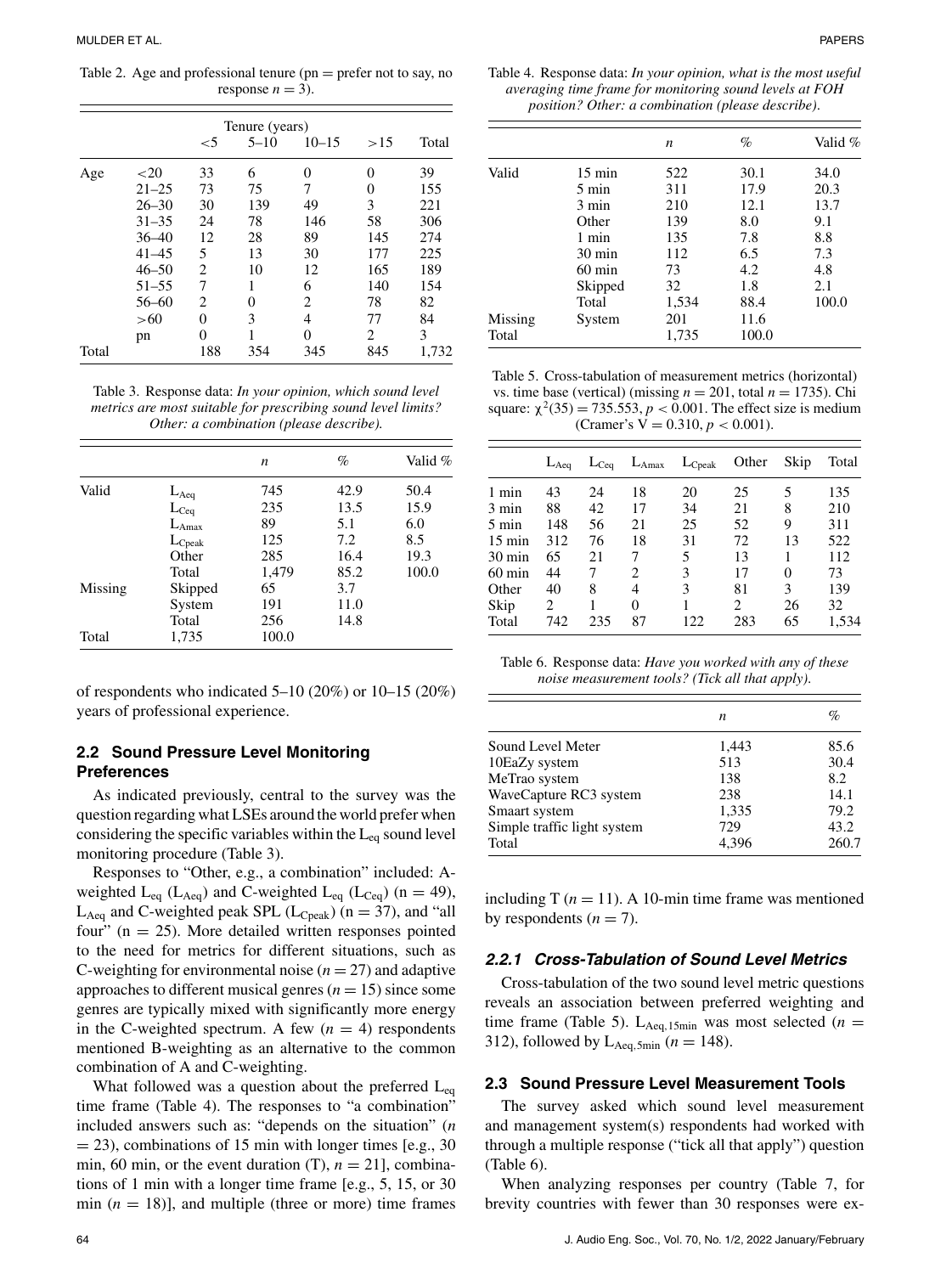Table 2. Age and professional tenure (pn = prefer not to say, no response $n = 3$).

| | | Tenure (years) | | | | |
|---|---|---|---|---|---|---|
| | | <5 | 5–10 | 10–15 | >15 | Total |
| Age | <20 | 33 | 6 | 0 | 0 | 39 |
| | 21–25 | 73 | 75 | 7 | 0 | 155 |
| | 26–30 | 30 | 139 | 49 | 3 | 221 |
| | 31–35 | 24 | 78 | 146 | 58 | 306 |
| | 36–40 | 12 | 28 | 89 | 145 | 274 |
| | 41–45 | 5 | 13 | 30 | 177 | 225 |
| | 46–50 | 2 | 10 | 12 | 165 | 189 |
| | 51–55 | 7 | 1 | 6 | 140 | 154 |
| | 56–60 | 2 | 0 | 2 | 78 | 82 |
| | >60 | 0 | 3 | 4 | 77 | 84 |
| | pn | 0 | 1 | 0 | 2 | 3 |
| Total | | 188 | 354 | 345 | 845 | 1,732 |

Table 3. Response data: *In your opinion, which sound level metrics are most suitable for prescribing sound level limits? Other: a combination (please describe).*

| | | $n$ | % | Valid % |
|---|---|---|---|---|
| Valid | $L_{Aeq}$ | 745 | 42.9 | 50.4 |
| | $L_{Ceq}$ | 235 | 13.5 | 15.9 |
| | $L_{Amax}$ | 89 | 5.1 | 6.0 |
| | $L_{Cpeak}$ | 125 | 7.2 | 8.5 |
| | Other | 285 | 16.4 | 19.3 |
| | Total | 1,479 | 85.2 | 100.0 |
| Missing | Skipped | 65 | 3.7 | |
| | System | 191 | 11.0 | |
| | Total | 256 | 14.8 | |
| Total | 1,735 | 100.0 | | |

of respondents who indicated 5–10 (20%) or 10–15 (20%) years of professional experience.

### 2.2 Sound Pressure Level Monitoring Preferences

As indicated previously, central to the survey was the question regarding what LSEs around the world prefer when considering the specific variables within the $L_{eq}$ sound level monitoring procedure (Table 3).

Responses to "Other, e.g., a combination" included: A-weighted $L_{eq}$ ($L_{Aeq}$) and C-weighted $L_{eq}$ ($L_{Ceq}$) (n = 49), $L_{Aeq}$ and C-weighted peak SPL ($L_{Cpeak}$) (n = 37), and "all four" (n = 25). More detailed written responses pointed to the need for metrics for different situations, such as C-weighting for environmental noise ($n = 27$) and adaptive approaches to different musical genres ($n = 15$) since some genres are typically mixed with significantly more energy in the C-weighted spectrum. A few ($n = 4$) respondents mentioned B-weighting as an alternative to the common combination of A and C-weighting.

What followed was a question about the preferred $L_{eq}$ time frame (Table 4). The responses to "a combination" included answers such as: "depends on the situation" ($n = 23$), combinations of 15 min with longer times [e.g., 30 min, 60 min, or the event duration (T), $n = 21$], combinations of 1 min with a longer time frame [e.g., 5, 15, or 30 min ($n = 18$)], and multiple (three or more) time frames including T ($n = 11$). A 10-min time frame was mentioned by respondents ($n = 7$).

Table 4. Response data: *In your opinion, what is the most useful averaging time frame for monitoring sound levels at FOH position? Other: a combination (please describe).*

| | | $n$ | % | Valid % |
|---|---|---|---|---|
| Valid | 15 min | 522 | 30.1 | 34.0 |
| | 5 min | 311 | 17.9 | 20.3 |
| | 3 min | 210 | 12.1 | 13.7 |
| | Other | 139 | 8.0 | 9.1 |
| | 1 min | 135 | 7.8 | 8.8 |
| | 30 min | 112 | 6.5 | 7.3 |
| | 60 min | 73 | 4.2 | 4.8 |
| | Skipped | 32 | 1.8 | 2.1 |
| | Total | 1,534 | 88.4 | 100.0 |
| Missing | System | 201 | 11.6 | |
| Total | | 1,735 | 100.0 | |

Table 5. Cross-tabulation of measurement metrics (horizontal) vs. time base (vertical) (missing $n = 201$, total $n = 1735$). Chi square: $\chi^2(35) = 735.553$, $p < 0.001$. The effect size is medium (Cramer's V = 0.310, $p < 0.001$).

| | $L_{Aeq}$ | $L_{Ceq}$ | $L_{Amax}$ | $L_{Cpeak}$ | Other | Skip | Total |
|---|---|---|---|---|---|---|---|
| 1 min | 43 | 24 | 18 | 20 | 25 | 5 | 135 |
| 3 min | 88 | 42 | 17 | 34 | 21 | 8 | 210 |
| 5 min | 148 | 56 | 21 | 25 | 52 | 9 | 311 |
| 15 min | 312 | 76 | 18 | 31 | 72 | 13 | 522 |
| 30 min | 65 | 21 | 7 | 5 | 13 | 1 | 112 |
| 60 min | 44 | 7 | 2 | 3 | 17 | 0 | 73 |
| Other | 40 | 8 | 4 | 3 | 81 | 3 | 139 |
| Skip | 2 | 1 | 0 | 1 | 2 | 26 | 32 |
| Total | 742 | 235 | 87 | 122 | 283 | 65 | 1,534 |

Table 6. Response data: *Have you worked with any of these noise measurement tools? (Tick all that apply).*

| | $n$ | % |
|---|---|---|
| Sound Level Meter | 1,443 | 85.6 |
| 10EaZy system | 513 | 30.4 |
| MeTrao system | 138 | 8.2 |
| WaveCapture RC3 system | 238 | 14.1 |
| Smaart system | 1,335 | 79.2 |
| Simple traffic light system | 729 | 43.2 |
| Total | 4,396 | 260.7 |

#### 2.2.1 Cross-Tabulation of Sound Level Metrics

Cross-tabulation of the two sound level metric questions reveals an association between preferred weighting and time frame (Table 5). $L_{Aeq,15min}$ was most selected ($n = 312$), followed by $L_{Aeq,5min}$ ($n = 148$).

### 2.3 Sound Pressure Level Measurement Tools

The survey asked which sound level measurement and management system(s) respondents had worked with through a multiple response ("tick all that apply") question (Table 6).

When analyzing responses per country (Table 7, for brevity countries with fewer than 30 responses were ex-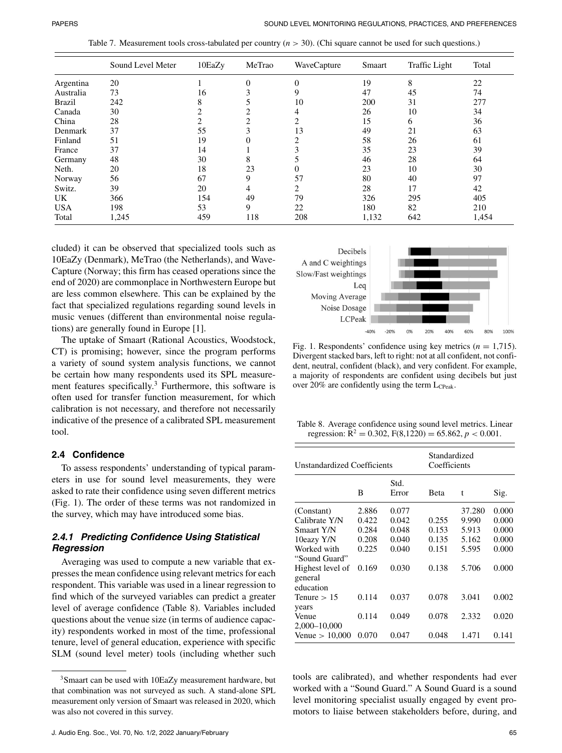Table 7. Measurement tools cross-tabulated per country ($n > 30$). (Chi square cannot be used for such questions.)

| | Sound Level Meter | 10EaZy | MeTrao | WaveCapture | Smaart | Traffic Light | Total |
|---|---|---|---|---|---|---|---|
| Argentina | 20 | 1 | 0 | 0 | 19 | 8 | 22 |
| Australia | 73 | 16 | 3 | 9 | 47 | 45 | 74 |
| Brazil | 242 | 8 | 5 | 10 | 200 | 31 | 277 |
| Canada | 30 | 2 | 2 | 4 | 26 | 10 | 34 |
| China | 28 | 2 | 2 | 2 | 15 | 6 | 36 |
| Denmark | 37 | 55 | 3 | 13 | 49 | 21 | 63 |
| Finland | 51 | 19 | 0 | 2 | 58 | 26 | 61 |
| France | 37 | 14 | 1 | 3 | 35 | 23 | 39 |
| Germany | 48 | 30 | 8 | 5 | 46 | 28 | 64 |
| Neth. | 20 | 18 | 23 | 0 | 23 | 10 | 30 |
| Norway | 56 | 67 | 9 | 57 | 80 | 40 | 97 |
| Switz. | 39 | 20 | 4 | 2 | 28 | 17 | 42 |
| UK | 366 | 154 | 49 | 79 | 326 | 295 | 405 |
| USA | 198 | 53 | 9 | 22 | 180 | 82 | 210 |
| Total | 1,245 | 459 | 118 | 208 | 1,132 | 642 | 1,454 |

cluded) it can be observed that specialized tools such as 10EaZy (Denmark), MeTrao (the Netherlands), and WaveCapture (Norway; this firm has ceased operations since the end of 2020) are commonplace in Northwestern Europe but are less common elsewhere. This can be explained by the fact that specialized regulations regarding sound levels in music venues (different than environmental noise regulations) are generally found in Europe [1].

The uptake of Smaart (Rational Acoustics, Woodstock, CT) is promising; however, since the program performs a variety of sound system analysis functions, we cannot be certain how many respondents used its SPL measurement features specifically.[3] Furthermore, this software is often used for transfer function measurement, for which calibration is not necessary, and therefore not necessarily indicative of the presence of a calibrated SPL measurement tool.

### 2.4 Confidence

To assess respondents' understanding of typical parameters in use for sound level measurements, they were asked to rate their confidence using seven different metrics (Fig. 1). The order of these terms was not randomized in the survey, which may have introduced some bias.

#### *2.4.1 Predicting Confidence Using Statistical Regression*

Averaging was used to compute a new variable that expresses the mean confidence using relevant metrics for each respondent. This variable was used in a linear regression to find which of the surveyed variables can predict a greater level of average confidence (Table 8). Variables included questions about the venue size (in terms of audience capacity) respondents worked in most of the time, professional tenure, level of general education, experience with specific SLM (sound level meter) tools (including whether such tools are calibrated), and whether respondents had ever worked with a "Sound Guard." A Sound Guard is a sound level monitoring specialist usually engaged by event promoters to liaise between stakeholders before, during, and

Fig. 1. Respondents' confidence using key metrics ($n = 1{,}715$). Divergent stacked bars, left to right: not at all confident, not confident, neutral, confident (black), and very confident. For example, a majority of respondents are confident using decibels but just over 20% are confidently using the term $L_{CPeak}$.

Table 8. Average confidence using sound level metrics. Linear regression: $R^2 = 0.302$, $F(8,1220) = 65.862$, $p < 0.001$.

| Unstandardized Coefficients | | | Standardized Coefficients | | |
|---|---|---|---|---|---|
| | B | Std. Error | Beta | t | Sig. |
| (Constant) | 2.886 | 0.077 | | 37.280 | 0.000 |
| Calibrate Y/N | 0.422 | 0.042 | 0.255 | 9.990 | 0.000 |
| Smaart Y/N | 0.284 | 0.048 | 0.153 | 5.913 | 0.000 |
| 10eazy Y/N | 0.208 | 0.040 | 0.135 | 5.162 | 0.000 |
| Worked with "Sound Guard" | 0.225 | 0.040 | 0.151 | 5.595 | 0.000 |
| Highest level of general education | 0.169 | 0.030 | 0.138 | 5.706 | 0.000 |
| Tenure > 15 years | 0.114 | 0.037 | 0.078 | 3.041 | 0.002 |
| Venue 2,000–10,000 | 0.114 | 0.049 | 0.078 | 2.332 | 0.020 |
| Venue > 10,000 | 0.070 | 0.047 | 0.048 | 1.471 | 0.141 |

[3] Smaart can be used with 10EaZy measurement hardware, but that combination was not surveyed as such. A stand-alone SPL measurement only version of Smaart was released in 2020, which was also not covered in this survey.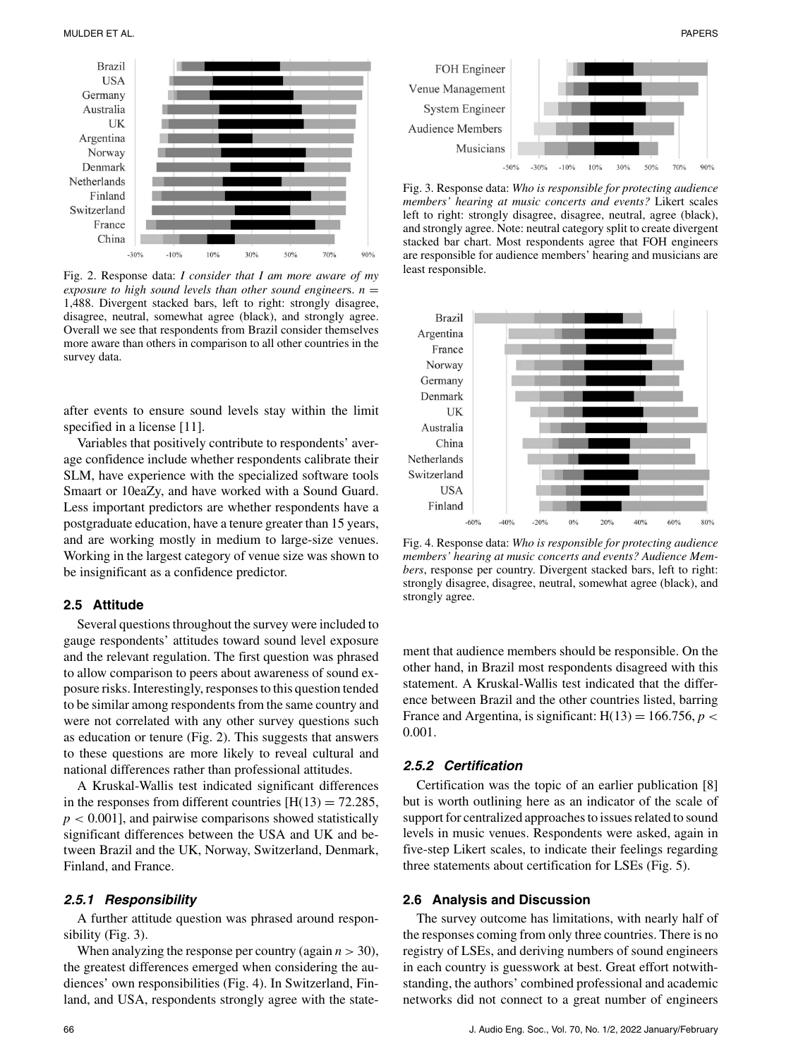Fig. 2. Response data: *I consider that I am more aware of my exposure to high sound levels than other sound engineers*. $n = 1{,}488$. Divergent stacked bars, left to right: strongly disagree, disagree, neutral, somewhat agree (black), and strongly agree. Overall we see that respondents from Brazil consider themselves more aware than others in comparison to all other countries in the survey data.

after events to ensure sound levels stay within the limit specified in a license [11].

Variables that positively contribute to respondents' average confidence include whether respondents calibrate their SLM, have experience with the specialized software tools Smaart or 10eaZy, and have worked with a Sound Guard. Less important predictors are whether respondents have a postgraduate education, have a tenure greater than 15 years, and are working mostly in medium to large-size venues. Working in the largest category of venue size was shown to be insignificant as a confidence predictor.

### 2.5 Attitude

Several questions throughout the survey were included to gauge respondents' attitudes toward sound level exposure and the relevant regulation. The first question was phrased to allow comparison to peers about awareness of sound exposure risks. Interestingly, responses to this question tended to be similar among respondents from the same country and were not correlated with any other survey questions such as education or tenure (Fig. 2). This suggests that answers to these questions are more likely to reveal cultural and national differences rather than professional attitudes.

A Kruskal-Wallis test indicated significant differences in the responses from different countries [$H(13) = 72.285$, $p < 0.001$], and pairwise comparisons showed statistically significant differences between the USA and UK and between Brazil and the UK, Norway, Switzerland, Denmark, Finland, and France.

#### *2.5.1 Responsibility*

A further attitude question was phrased around responsibility (Fig. 3).

When analyzing the response per country (again $n > 30$), the greatest differences emerged when considering the audiences' own responsibilities (Fig. 4). In Switzerland, Finland, and USA, respondents strongly agree with the statement that audience members should be responsible. On the other hand, in Brazil most respondents disagreed with this statement. A Kruskal-Wallis test indicated that the difference between Brazil and the other countries listed, barring France and Argentina, is significant: $H(13) = 166.756$, $p < 0.001$.

Fig. 3. Response data: *Who is responsible for protecting audience members' hearing at music concerts and events?* Likert scales left to right: strongly disagree, disagree, neutral, agree (black), and strongly agree. Note: neutral category split to create divergent stacked bar chart. Most respondents agree that FOH engineers are responsible for audience members' hearing and musicians are least responsible.

Fig. 4. Response data: *Who is responsible for protecting audience members' hearing at music concerts and events? Audience Members*, response per country. Divergent stacked bars, left to right: strongly disagree, disagree, neutral, somewhat agree (black), and strongly agree.

#### *2.5.2 Certification*

Certification was the topic of an earlier publication [8] but is worth outlining here as an indicator of the scale of support for centralized approaches to issues related to sound levels in music venues. Respondents were asked, again in five-step Likert scales, to indicate their feelings regarding three statements about certification for LSEs (Fig. 5).

### 2.6 Analysis and Discussion

The survey outcome has limitations, with nearly half of the responses coming from only three countries. There is no registry of LSEs, and deriving numbers of sound engineers in each country is guesswork at best. Great effort notwithstanding, the authors' combined professional and academic networks did not connect to a great number of engineers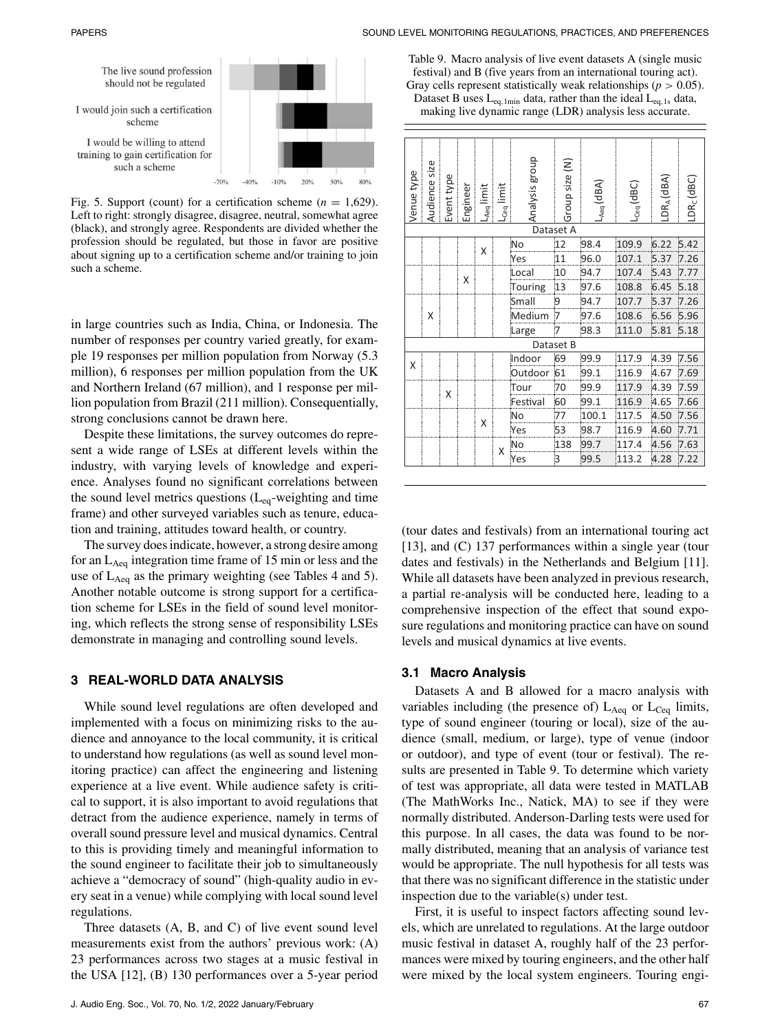The live sound profession should not be regulated

I would join such a certification scheme

I would be willing to attend training to gain certification for such a scheme

-70% -40% -10% 20% 50% 80%

Fig. 5. Support (count) for a certification scheme ($n$ = 1,629). Left to right: strongly disagree, disagree, neutral, somewhat agree (black), and strongly agree. Respondents are divided whether the profession should be regulated, but those in favor are positive about signing up to a certification scheme and/or training to join such a scheme.

in large countries such as India, China, or Indonesia. The number of responses per country varied greatly, for example 19 responses per million population from Norway (5.3 million), 6 responses per million population from the UK and Northern Ireland (67 million), and 1 response per million population from Brazil (211 million). Consequentially, strong conclusions cannot be drawn here.

Despite these limitations, the survey outcomes do represent a wide range of LSEs at different levels within the industry, with varying levels of knowledge and experience. Analyses found no significant correlations between the sound level metrics questions ($L_{eq}$-weighting and time frame) and other surveyed variables such as tenure, education and training, attitudes toward health, or country.

The survey does indicate, however, a strong desire among for an $L_{Aeq}$ integration time frame of 15 min or less and the use of $L_{Aeq}$ as the primary weighting (see Tables 4 and 5). Another notable outcome is strong support for a certification scheme for LSEs in the field of sound level monitoring, which reflects the strong sense of responsibility LSEs demonstrate in managing and controlling sound levels.

## 3 REAL-WORLD DATA ANALYSIS

While sound level regulations are often developed and implemented with a focus on minimizing risks to the audience and annoyance to the local community, it is critical to understand how regulations (as well as sound level monitoring practice) can affect the engineering and listening experience at a live event. While audience safety is critical to support, it is also important to avoid regulations that detract from the audience experience, namely in terms of overall sound pressure level and musical dynamics. Central to this is providing timely and meaningful information to the sound engineer to facilitate their job to simultaneously achieve a "democracy of sound" (high-quality audio in every seat in a venue) while complying with local sound level regulations.

Three datasets (A, B, and C) of live event sound level measurements exist from the authors' previous work: (A) 23 performances across two stages at a music festival in the USA [12], (B) 130 performances over a 5-year period (tour dates and festivals) from an international touring act [13], and (C) 137 performances within a single year (tour dates and festivals) in the Netherlands and Belgium [11]. While all datasets have been analyzed in previous research, a partial re-analysis will be conducted here, leading to a comprehensive inspection of the effect that sound exposure regulations and monitoring practice can have on sound levels and musical dynamics at live events.

Table 9. Macro analysis of live event datasets A (single music festival) and B (five years from an international touring act). Gray cells represent statistically weak relationships ($p$ > 0.05). Dataset B uses $L_{eq,1min}$ data, rather than the ideal $L_{eq,1s}$ data, making live dynamic range (LDR) analysis less accurate.

| Venue type | Audience size | Event type | Engineer | $L_{Aeq}$ limit | $L_{Ceq}$ limit | Analysis group | Group size (N) | $L_{Aeq}$ (dBA) | $L_{Ceq}$ (dBC) | $LDR_A$ (dBA) | $LDR_C$ (dBC) |
|---|---|---|---|---|---|---|---|---|---|---|---|
| Dataset A | | | | | | | | | | | |
| | | | | X | | No | 12 | 98.4 | 109.9 | 6.22 | 5.42 |
| | | | | | | Yes | 11 | 96.0 | 107.1 | 5.37 | 7.26 |
| | | | X | | | Local | 10 | 94.7 | 107.4 | 5.43 | 7.77 |
| | | | | | | Touring | 13 | 97.6 | 108.8 | 6.45 | 5.18 |
| | | | | | | Small | 9 | 94.7 | 107.7 | 5.37 | 7.26 |
| | X | | | | | Medium | 7 | 97.6 | 108.6 | 6.56 | 5.96 |
| | | | | | | Large | 7 | 98.3 | 111.0 | 5.81 | 5.18 |
| Dataset B | | | | | | | | | | | |
| X | | | | | | Indoor | 69 | 99.9 | 117.9 | 4.39 | 7.56 |
| | | | | | | Outdoor | 61 | 99.1 | 116.9 | 4.67 | 7.69 |
| | | X | | | | Tour | 70 | 99.9 | 117.9 | 4.39 | 7.59 |
| | | | | | | Festival | 60 | 99.1 | 116.9 | 4.65 | 7.66 |
| | | | | X | | No | 77 | 100.1 | 117.5 | 4.50 | 7.56 |
| | | | | | | Yes | 53 | 98.7 | 116.9 | 4.60 | 7.71 |
| | | | | | X | No | 138 | 99.7 | 117.4 | 4.56 | 7.63 |
| | | | | | | Yes | 3 | 99.5 | 113.2 | 4.28 | 7.22 |

### 3.1 Macro Analysis

Datasets A and B allowed for a macro analysis with variables including (the presence of) $L_{Aeq}$ or $L_{Ceq}$ limits, type of sound engineer (touring or local), size of the audience (small, medium, or large), type of venue (indoor or outdoor), and type of event (tour or festival). The results are presented in Table 9. To determine which variety of test was appropriate, all data were tested in MATLAB (The MathWorks Inc., Natick, MA) to see if they were normally distributed. Anderson-Darling tests were used for this purpose. In all cases, the data was found to be normally distributed, meaning that an analysis of variance test would be appropriate. The null hypothesis for all tests was that there was no significant difference in the statistic under inspection due to the variable(s) under test.

First, it is useful to inspect factors affecting sound levels, which are unrelated to regulations. At the large outdoor music festival in dataset A, roughly half of the 23 performances were mixed by touring engineers, and the other half were mixed by the local system engineers. Touring engi-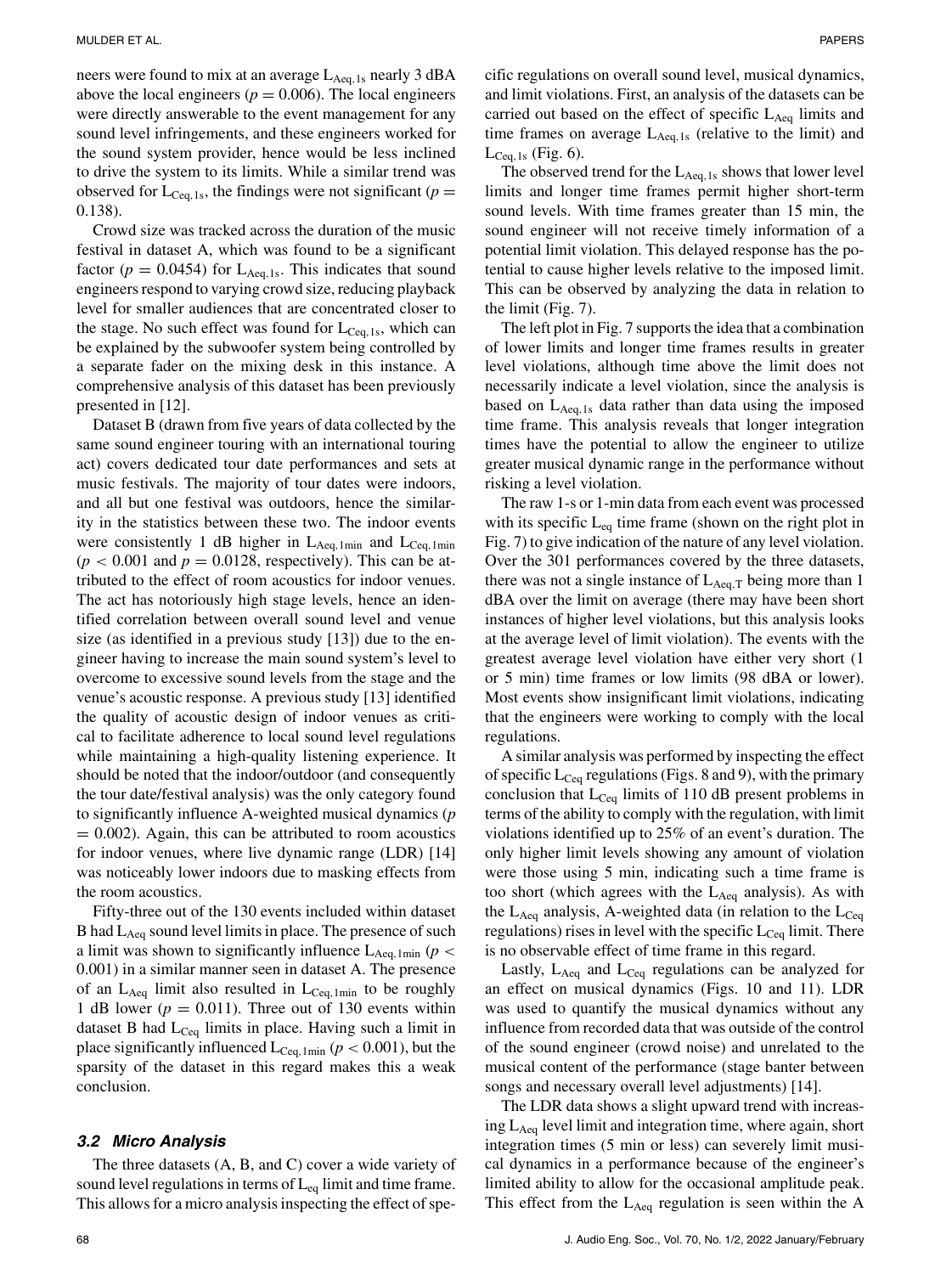neers were found to mix at an average $L_{Aeq,1s}$ nearly 3 dBA above the local engineers ($p = 0.006$). The local engineers were directly answerable to the event management for any sound level infringements, and these engineers worked for the sound system provider, hence would be less inclined to drive the system to its limits. While a similar trend was observed for $L_{Ceq,1s}$, the findings were not significant ($p = 0.138$).

Crowd size was tracked across the duration of the music festival in dataset A, which was found to be a significant factor ($p = 0.0454$) for $L_{Aeq,1s}$. This indicates that sound engineers respond to varying crowd size, reducing playback level for smaller audiences that are concentrated closer to the stage. No such effect was found for $L_{Ceq,1s}$, which can be explained by the subwoofer system being controlled by a separate fader on the mixing desk in this instance. A comprehensive analysis of this dataset has been previously presented in [12].

Dataset B (drawn from five years of data collected by the same sound engineer touring with an international touring act) covers dedicated tour date performances and sets at music festivals. The majority of tour dates were indoors, and all but one festival was outdoors, hence the similarity in the statistics between these two. The indoor events were consistently 1 dB higher in $L_{Aeq,1min}$ and $L_{Ceq,1min}$ ($p < 0.001$ and $p = 0.0128$, respectively). This can be attributed to the effect of room acoustics for indoor venues. The act has notoriously high stage levels, hence an identified correlation between overall sound level and venue size (as identified in a previous study [13]) due to the engineer having to increase the main sound system's level to overcome to excessive sound levels from the stage and the venue's acoustic response. A previous study [13] identified the quality of acoustic design of indoor venues as critical to facilitate adherence to local sound level regulations while maintaining a high-quality listening experience. It should be noted that the indoor/outdoor (and consequently the tour date/festival analysis) was the only category found to significantly influence A-weighted musical dynamics ($p = 0.002$). Again, this can be attributed to room acoustics for indoor venues, where live dynamic range (LDR) [14] was noticeably lower indoors due to masking effects from the room acoustics.

Fifty-three out of the 130 events included within dataset B had $L_{Aeq}$ sound level limits in place. The presence of such a limit was shown to significantly influence $L_{Aeq,1min}$ ($p < 0.001$) in a similar manner seen in dataset A. The presence of an $L_{Aeq}$ limit also resulted in $L_{Ceq,1min}$ to be roughly 1 dB lower ($p = 0.011$). Three out of 130 events within dataset B had $L_{Ceq}$ limits in place. Having such a limit in place significantly influenced $L_{Ceq,1min}$ ($p < 0.001$), but the sparsity of the dataset in this regard makes this a weak conclusion.

### 3.2 Micro Analysis

The three datasets (A, B, and C) cover a wide variety of sound level regulations in terms of $L_{eq}$ limit and time frame. This allows for a micro analysis inspecting the effect of specific regulations on overall sound level, musical dynamics, and limit violations. First, an analysis of the datasets can be carried out based on the effect of specific $L_{Aeq}$ limits and time frames on average $L_{Aeq,1s}$ (relative to the limit) and $L_{Ceq,1s}$ (Fig. 6).

The observed trend for the $L_{Aeq,1s}$ shows that lower level limits and longer time frames permit higher short-term sound levels. With time frames greater than 15 min, the sound engineer will not receive timely information of a potential limit violation. This delayed response has the potential to cause higher levels relative to the imposed limit. This can be observed by analyzing the data in relation to the limit (Fig. 7).

The left plot in Fig. 7 supports the idea that a combination of lower limits and longer time frames results in greater level violations, although time above the limit does not necessarily indicate a level violation, since the analysis is based on $L_{Aeq,1s}$ data rather than data using the imposed time frame. This analysis reveals that longer integration times have the potential to allow the engineer to utilize greater musical dynamic range in the performance without risking a level violation.

The raw 1-s or 1-min data from each event was processed with its specific $L_{eq}$ time frame (shown on the right plot in Fig. 7) to give indication of the nature of any level violation. Over the 301 performances covered by the three datasets, there was not a single instance of $L_{Aeq,T}$ being more than 1 dBA over the limit on average (there may have been short instances of higher level violations, but this analysis looks at the average level of limit violation). The events with the greatest average level violation have either very short (1 or 5 min) time frames or low limits (98 dBA or lower). Most events show insignificant limit violations, indicating that the engineers were working to comply with the local regulations.

A similar analysis was performed by inspecting the effect of specific $L_{Ceq}$ regulations (Figs. 8 and 9), with the primary conclusion that $L_{Ceq}$ limits of 110 dB present problems in terms of the ability to comply with the regulation, with limit violations identified up to 25% of an event's duration. The only higher limit levels showing any amount of violation were those using 5 min, indicating such a time frame is too short (which agrees with the $L_{Aeq}$ analysis). As with the $L_{Aeq}$ analysis, A-weighted data (in relation to the $L_{Ceq}$ regulations) rises in level with the specific $L_{Ceq}$ limit. There is no observable effect of time frame in this regard.

Lastly, $L_{Aeq}$ and $L_{Ceq}$ regulations can be analyzed for an effect on musical dynamics (Figs. 10 and 11). LDR was used to quantify the musical dynamics without any influence from recorded data that was outside of the control of the sound engineer (crowd noise) and unrelated to the musical content of the performance (stage banter between songs and necessary overall level adjustments) [14].

The LDR data shows a slight upward trend with increasing $L_{Aeq}$ level limit and integration time, where again, short integration times (5 min or less) can severely limit musical dynamics in a performance because of the engineer's limited ability to allow for the occasional amplitude peak. This effect from the $L_{Aeq}$ regulation is seen within the A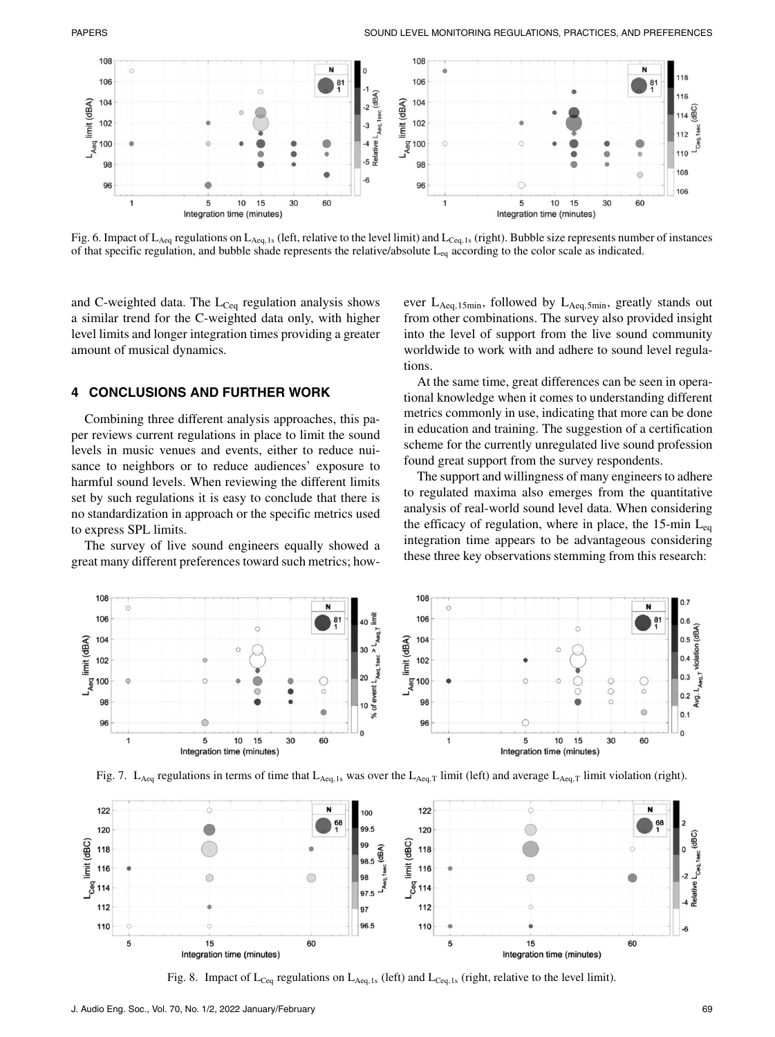Fig. 6. Impact of $L_{Aeq}$ regulations on $L_{Aeq,1s}$ (left, relative to the level limit) and $L_{Ceq,1s}$ (right). Bubble size represents number of instances of that specific regulation, and bubble shade represents the relative/absolute $L_{eq}$ according to the color scale as indicated.

and C-weighted data. The $L_{Ceq}$ regulation analysis shows a similar trend for the C-weighted data only, with higher level limits and longer integration times providing a greater amount of musical dynamics.

## 4 CONCLUSIONS AND FURTHER WORK

Combining three different analysis approaches, this paper reviews current regulations in place to limit the sound levels in music venues and events, either to reduce nuisance to neighbors or to reduce audiences' exposure to harmful sound levels. When reviewing the different limits set by such regulations it is easy to conclude that there is no standardization in approach or the specific metrics used to express SPL limits.

The survey of live sound engineers equally showed a great many different preferences toward such metrics; however $L_{Aeq,15min}$, followed by $L_{Aeq,5min}$, greatly stands out from other combinations. The survey also provided insight into the level of support from the live sound community worldwide to work with and adhere to sound level regulations.

At the same time, great differences can be seen in operational knowledge when it comes to understanding different metrics commonly in use, indicating that more can be done in education and training. The suggestion of a certification scheme for the currently unregulated live sound profession found great support from the survey respondents.

The support and willingness of many engineers to adhere to regulated maxima also emerges from the quantitative analysis of real-world sound level data. When considering the efficacy of regulation, where in place, the 15-min $L_{eq}$ integration time appears to be advantageous considering these three key observations stemming from this research:

Fig. 7. $L_{Aeq}$ regulations in terms of time that $L_{Aeq,1s}$ was over the $L_{Aeq,T}$ limit (left) and average $L_{Aeq,T}$ limit violation (right).

Fig. 8. Impact of $L_{Ceq}$ regulations on $L_{Aeq,1s}$ (left) and $L_{Ceq,1s}$ (right, relative to the level limit).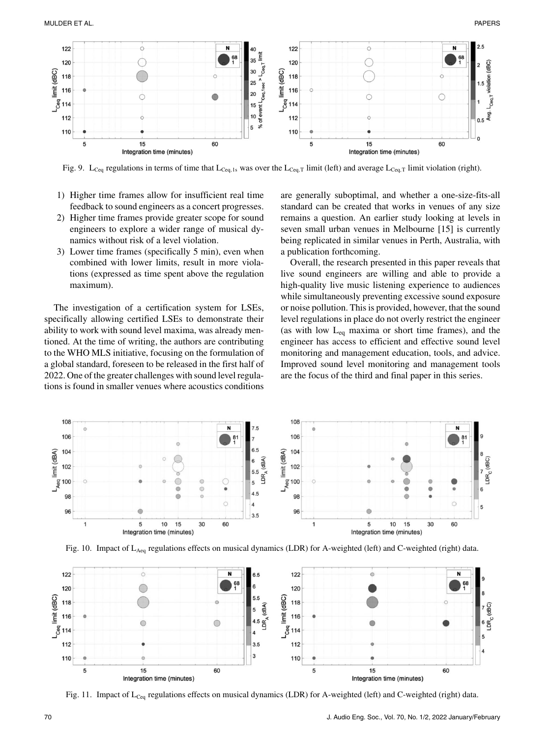Fig. 9. $L_{Ceq}$ regulations in terms of time that $L_{Ceq,1s}$ was over the $L_{Ceq,T}$ limit (left) and average $L_{Ceq,T}$ limit violation (right).

1) Higher time frames allow for insufficient real time feedback to sound engineers as a concert progresses.
2) Higher time frames provide greater scope for sound engineers to explore a wider range of musical dynamics without risk of a level violation.
3) Lower time frames (specifically 5 min), even when combined with lower limits, result in more violations (expressed as time spent above the regulation maximum).

The investigation of a certification system for LSEs, specifically allowing certified LSEs to demonstrate their ability to work with sound level maxima, was already mentioned. At the time of writing, the authors are contributing to the WHO MLS initiative, focusing on the formulation of a global standard, foreseen to be released in the first half of 2022. One of the greater challenges with sound level regulations is found in smaller venues where acoustics conditions are generally suboptimal, and whether a one-size-fits-all standard can be created that works in venues of any size remains a question. An earlier study looking at levels in seven small urban venues in Melbourne [15] is currently being replicated in similar venues in Perth, Australia, with a publication forthcoming.

Overall, the research presented in this paper reveals that live sound engineers are willing and able to provide a high-quality live music listening experience to audiences while simultaneously preventing excessive sound exposure or noise pollution. This is provided, however, that the sound level regulations in place do not overly restrict the engineer (as with low $L_{eq}$ maxima or short time frames), and the engineer has access to efficient and effective sound level monitoring and management education, tools, and advice. Improved sound level monitoring and management tools are the focus of the third and final paper in this series.

Fig. 10. Impact of $L_{Aeq}$ regulations effects on musical dynamics (LDR) for A-weighted (left) and C-weighted (right) data.

Fig. 11. Impact of $L_{Ceq}$ regulations effects on musical dynamics (LDR) for A-weighted (left) and C-weighted (right) data.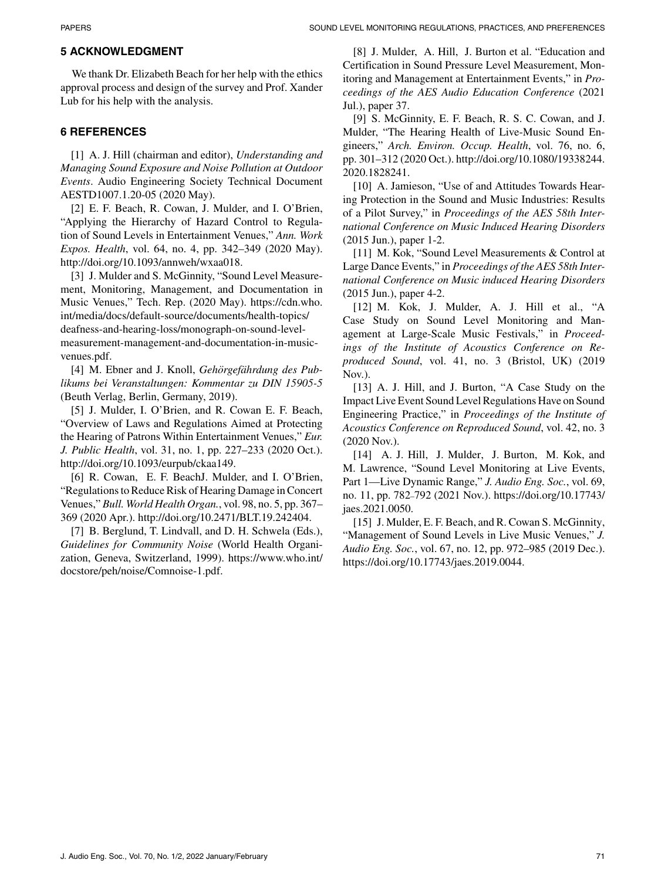## 5 ACKNOWLEDGMENT

We thank Dr. Elizabeth Beach for her help with the ethics approval process and design of the survey and Prof. Xander Lub for his help with the analysis.

## 6 REFERENCES

[1] A. J. Hill (chairman and editor), *Understanding and Managing Sound Exposure and Noise Pollution at Outdoor Events*. Audio Engineering Society Technical Document AESTD1007.1.20-05 (2020 May).

[2] E. F. Beach, R. Cowan, J. Mulder, and I. O'Brien, "Applying the Hierarchy of Hazard Control to Regulation of Sound Levels in Entertainment Venues," *Ann. Work Expos. Health*, vol. 64, no. 4, pp. 342–349 (2020 May). http://doi.org/10.1093/annweh/wxaa018.

[3] J. Mulder and S. McGinnity, "Sound Level Measurement, Monitoring, Management, and Documentation in Music Venues," Tech. Rep. (2020 May). https://cdn.who.int/media/docs/default-source/documents/health-topics/deafness-and-hearing-loss/monograph-on-sound-level-measurement-management-and-documentation-in-music-venues.pdf.

[4] M. Ebner and J. Knoll, *Gehörgefährdung des Publikums bei Veranstaltungen: Kommentar zu DIN 15905-5* (Beuth Verlag, Berlin, Germany, 2019).

[5] J. Mulder, I. O'Brien, and R. Cowan E. F. Beach, "Overview of Laws and Regulations Aimed at Protecting the Hearing of Patrons Within Entertainment Venues," *Eur. J. Public Health*, vol. 31, no. 1, pp. 227–233 (2020 Oct.). http://doi.org/10.1093/eurpub/ckaa149.

[6] R. Cowan, E. F. BeachJ. Mulder, and I. O'Brien, "Regulations to Reduce Risk of Hearing Damage in Concert Venues," *Bull. World Health Organ.*, vol. 98, no. 5, pp. 367–369 (2020 Apr.). http://doi.org/10.2471/BLT.19.242404.

[7] B. Berglund, T. Lindvall, and D. H. Schwela (Eds.), *Guidelines for Community Noise* (World Health Organization, Geneva, Switzerland, 1999). https://www.who.int/docstore/peh/noise/Comnoise-1.pdf.

[8] J. Mulder, A. Hill, J. Burton et al. "Education and Certification in Sound Pressure Level Measurement, Monitoring and Management at Entertainment Events," in *Proceedings of the AES Audio Education Conference* (2021 Jul.), paper 37.

[9] S. McGinnity, E. F. Beach, R. S. C. Cowan, and J. Mulder, "The Hearing Health of Live-Music Sound Engineers," *Arch. Environ. Occup. Health*, vol. 76, no. 6, pp. 301–312 (2020 Oct.). http://doi.org/10.1080/19338244.2020.1828241.

[10] A. Jamieson, "Use of and Attitudes Towards Hearing Protection in the Sound and Music Industries: Results of a Pilot Survey," in *Proceedings of the AES 58th International Conference on Music Induced Hearing Disorders* (2015 Jun.), paper 1-2.

[11] M. Kok, "Sound Level Measurements & Control at Large Dance Events," in *Proceedings of the AES 58th International Conference on Music induced Hearing Disorders* (2015 Jun.), paper 4-2.

[12] M. Kok, J. Mulder, A. J. Hill et al., "A Case Study on Sound Level Monitoring and Management at Large-Scale Music Festivals," in *Proceedings of the Institute of Acoustics Conference on Reproduced Sound*, vol. 41, no. 3 (Bristol, UK) (2019 Nov.).

[13] A. J. Hill, and J. Burton, "A Case Study on the Impact Live Event Sound Level Regulations Have on Sound Engineering Practice," in *Proceedings of the Institute of Acoustics Conference on Reproduced Sound*, vol. 42, no. 3 (2020 Nov.).

[14] A. J. Hill, J. Mulder, J. Burton, M. Kok, and M. Lawrence, "Sound Level Monitoring at Live Events, Part 1—Live Dynamic Range," *J. Audio Eng. Soc.*, vol. 69, no. 11, pp. 782–792 (2021 Nov.). https://doi.org/10.17743/jaes.2021.0050.

[15] J. Mulder, E. F. Beach, and R. Cowan S. McGinnity, "Management of Sound Levels in Live Music Venues," *J. Audio Eng. Soc.*, vol. 67, no. 12, pp. 972–985 (2019 Dec.). https://doi.org/10.17743/jaes.2019.0044.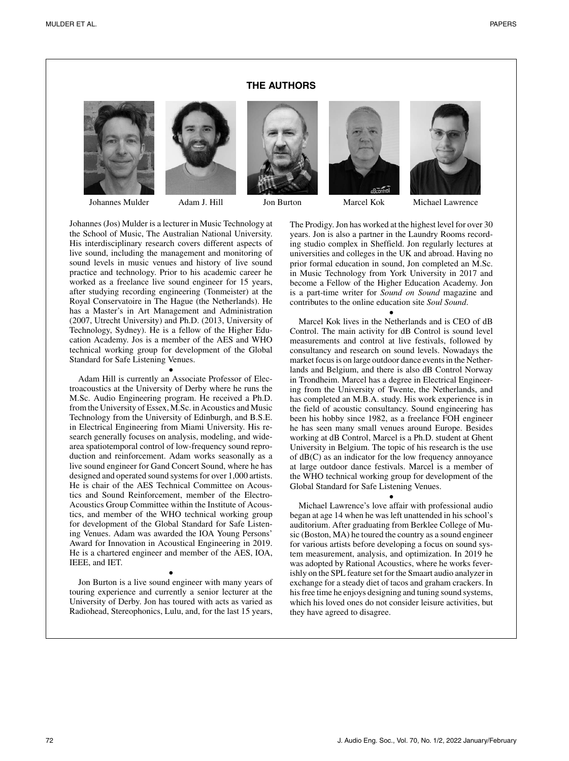## THE AUTHORS

Johannes Mulder Adam J. Hill Jon Burton Marcel Kok Michael Lawrence

Johannes (Jos) Mulder is a lecturer in Music Technology at the School of Music, The Australian National University. His interdisciplinary research covers different aspects of live sound, including the management and monitoring of sound levels in music venues and history of live sound practice and technology. Prior to his academic career he worked as a freelance live sound engineer for 15 years, after studying recording engineering (Tonmeister) at the Royal Conservatoire in The Hague (the Netherlands). He has a Master's in Art Management and Administration (2007, Utrecht University) and Ph.D. (2013, University of Technology, Sydney). He is a fellow of the Higher Education Academy. Jos is a member of the AES and WHO technical working group for development of the Global Standard for Safe Listening Venues.

•

Adam Hill is currently an Associate Professor of Electroacoustics at the University of Derby where he runs the M.Sc. Audio Engineering program. He received a Ph.D. from the University of Essex, M.Sc. in Acoustics and Music Technology from the University of Edinburgh, and B.S.E. in Electrical Engineering from Miami University. His research generally focuses on analysis, modeling, and wide-area spatiotemporal control of low-frequency sound reproduction and reinforcement. Adam works seasonally as a live sound engineer for Gand Concert Sound, where he has designed and operated sound systems for over 1,000 artists. He is chair of the AES Technical Committee on Acoustics and Sound Reinforcement, member of the Electro-Acoustics Group Committee within the Institute of Acoustics, and member of the WHO technical working group for development of the Global Standard for Safe Listening Venues. Adam was awarded the IOA Young Persons' Award for Innovation in Acoustical Engineering in 2019. He is a chartered engineer and member of the AES, IOA, IEEE, and IET.

•

Jon Burton is a live sound engineer with many years of touring experience and currently a senior lecturer at the University of Derby. Jon has toured with acts as varied as Radiohead, Stereophonics, Lulu, and, for the last 15 years, The Prodigy. Jon has worked at the highest level for over 30 years. Jon is also a partner in the Laundry Rooms recording studio complex in Sheffield. Jon regularly lectures at universities and colleges in the UK and abroad. Having no prior formal education in sound, Jon completed an M.Sc. in Music Technology from York University in 2017 and become a Fellow of the Higher Education Academy. Jon is a part-time writer for *Sound on Sound* magazine and contributes to the online education site *Soul Sound*.

•

Marcel Kok lives in the Netherlands and is CEO of dB Control. The main activity for dB Control is sound level measurements and control at live festivals, followed by consultancy and research on sound levels. Nowadays the market focus is on large outdoor dance events in the Netherlands and Belgium, and there is also dB Control Norway in Trondheim. Marcel has a degree in Electrical Engineering from the University of Twente, the Netherlands, and has completed an M.B.A. study. His work experience is in the field of acoustic consultancy. Sound engineering has been his hobby since 1982, as a freelance FOH engineer he has seen many small venues around Europe. Besides working at dB Control, Marcel is a Ph.D. student at Ghent University in Belgium. The topic of his research is the use of dB(C) as an indicator for the low frequency annoyance at large outdoor dance festivals. Marcel is a member of the WHO technical working group for development of the Global Standard for Safe Listening Venues.

•

Michael Lawrence's love affair with professional audio began at age 14 when he was left unattended in his school's auditorium. After graduating from Berklee College of Music (Boston, MA) he toured the country as a sound engineer for various artists before developing a focus on sound system measurement, analysis, and optimization. In 2019 he was adopted by Rational Acoustics, where he works feverishly on the SPL feature set for the Smaart audio analyzer in exchange for a steady diet of tacos and graham crackers. In his free time he enjoys designing and tuning sound systems, which his loved ones do not consider leisure activities, but they have agreed to disagree.